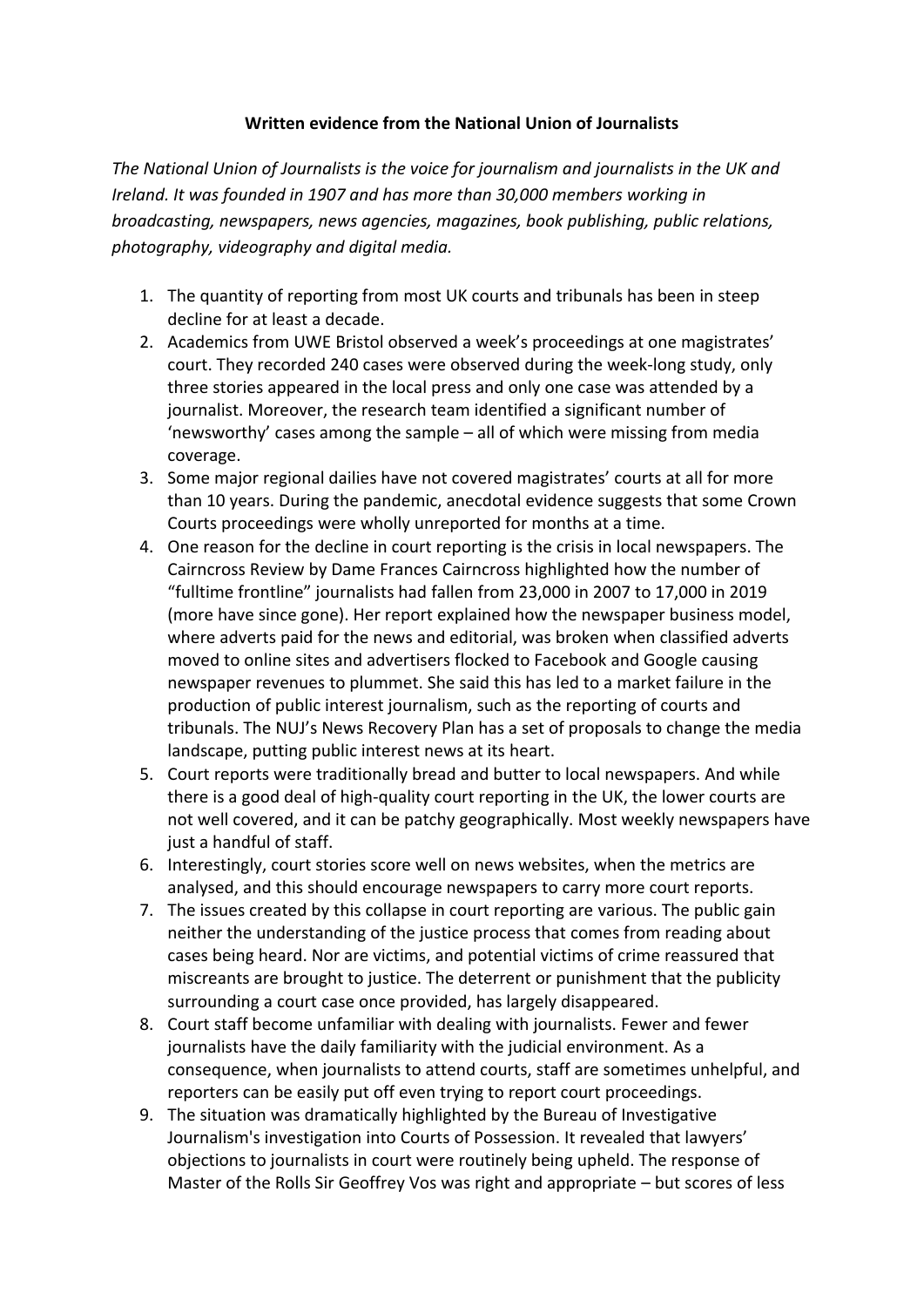**Written evidence from the National Union of Journalists**

*The National Union of Journalists is the voice for journalism and journalists in the UK and Ireland. It was founded in 1907 and has more than 30,000 members working in broadcasting, newspapers, news agencies, magazines, book publishing, public relations, photography, videography and digital media.*

1. The quantity of reporting from most UK courts and tribunals has been in steep decline for at least a decade.
2. Academics from UWE Bristol observed a week's proceedings at one magistrates' court. They recorded 240 cases were observed during the week-long study, only three stories appeared in the local press and only one case was attended by a journalist. Moreover, the research team identified a significant number of 'newsworthy' cases among the sample – all of which were missing from media coverage.
3. Some major regional dailies have not covered magistrates' courts at all for more than 10 years. During the pandemic, anecdotal evidence suggests that some Crown Courts proceedings were wholly unreported for months at a time.
4. One reason for the decline in court reporting is the crisis in local newspapers. The Cairncross Review by Dame Frances Cairncross highlighted how the number of "fulltime frontline" journalists had fallen from 23,000 in 2007 to 17,000 in 2019 (more have since gone). Her report explained how the newspaper business model, where adverts paid for the news and editorial, was broken when classified adverts moved to online sites and advertisers flocked to Facebook and Google causing newspaper revenues to plummet. She said this has led to a market failure in the production of public interest journalism, such as the reporting of courts and tribunals. The NUJ's News Recovery Plan has a set of proposals to change the media landscape, putting public interest news at its heart.
5. Court reports were traditionally bread and butter to local newspapers. And while there is a good deal of high-quality court reporting in the UK, the lower courts are not well covered, and it can be patchy geographically. Most weekly newspapers have just a handful of staff.
6. Interestingly, court stories score well on news websites, when the metrics are analysed, and this should encourage newspapers to carry more court reports.
7. The issues created by this collapse in court reporting are various. The public gain neither the understanding of the justice process that comes from reading about cases being heard. Nor are victims, and potential victims of crime reassured that miscreants are brought to justice. The deterrent or punishment that the publicity surrounding a court case once provided, has largely disappeared.
8. Court staff become unfamiliar with dealing with journalists. Fewer and fewer journalists have the daily familiarity with the judicial environment. As a consequence, when journalists to attend courts, staff are sometimes unhelpful, and reporters can be easily put off even trying to report court proceedings.
9. The situation was dramatically highlighted by the Bureau of Investigative Journalism's investigation into Courts of Possession. It revealed that lawyers' objections to journalists in court were routinely being upheld. The response of Master of the Rolls Sir Geoffrey Vos was right and appropriate – but scores of less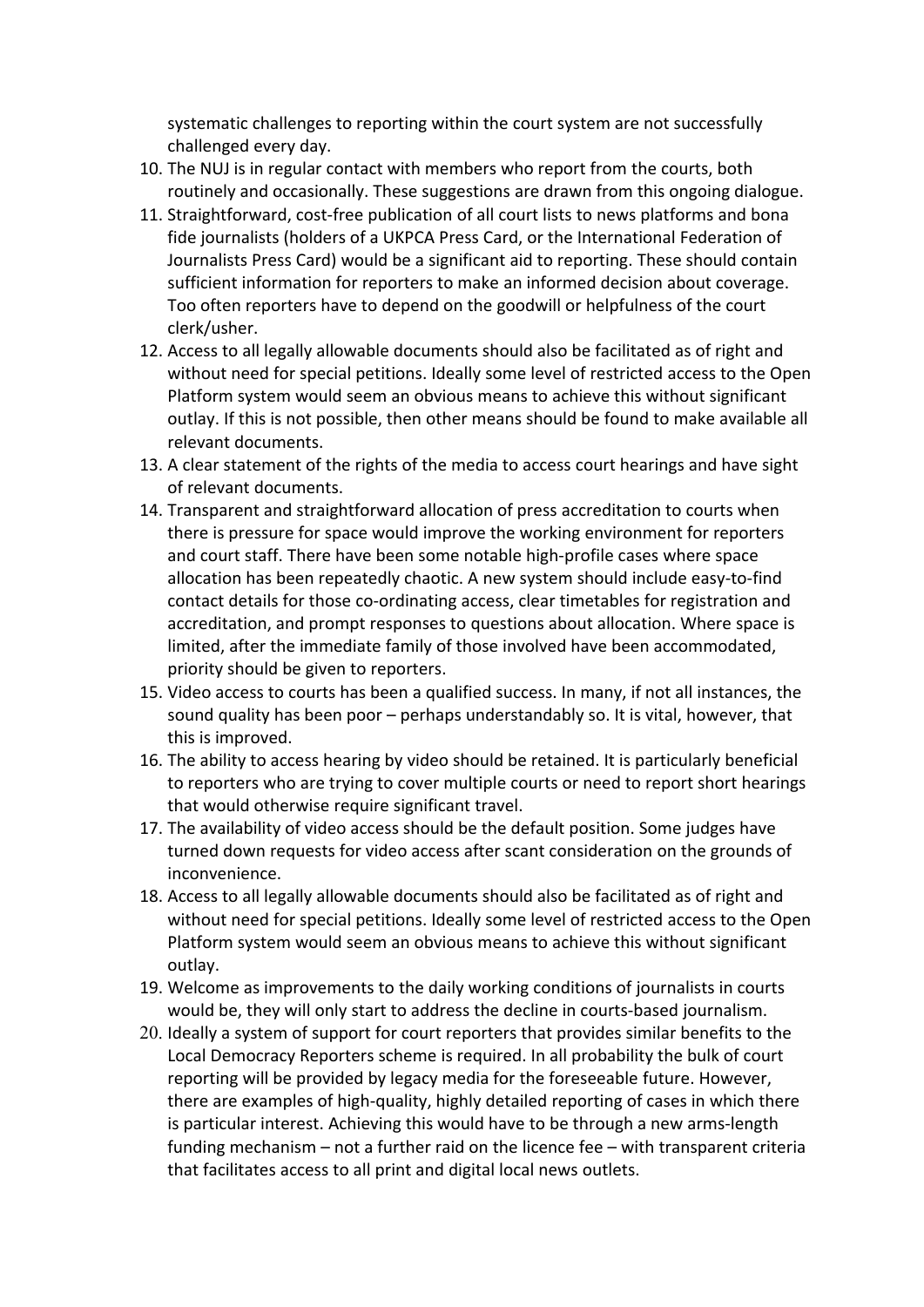systematic challenges to reporting within the court system are not successfully challenged every day.

10. The NUJ is in regular contact with members who report from the courts, both routinely and occasionally. These suggestions are drawn from this ongoing dialogue.
11. Straightforward, cost-free publication of all court lists to news platforms and bona fide journalists (holders of a UKPCA Press Card, or the International Federation of Journalists Press Card) would be a significant aid to reporting. These should contain sufficient information for reporters to make an informed decision about coverage. Too often reporters have to depend on the goodwill or helpfulness of the court clerk/usher.
12. Access to all legally allowable documents should also be facilitated as of right and without need for special petitions. Ideally some level of restricted access to the Open Platform system would seem an obvious means to achieve this without significant outlay. If this is not possible, then other means should be found to make available all relevant documents.
13. A clear statement of the rights of the media to access court hearings and have sight of relevant documents.
14. Transparent and straightforward allocation of press accreditation to courts when there is pressure for space would improve the working environment for reporters and court staff. There have been some notable high-profile cases where space allocation has been repeatedly chaotic. A new system should include easy-to-find contact details for those co-ordinating access, clear timetables for registration and accreditation, and prompt responses to questions about allocation. Where space is limited, after the immediate family of those involved have been accommodated, priority should be given to reporters.
15. Video access to courts has been a qualified success. In many, if not all instances, the sound quality has been poor – perhaps understandably so. It is vital, however, that this is improved.
16. The ability to access hearing by video should be retained. It is particularly beneficial to reporters who are trying to cover multiple courts or need to report short hearings that would otherwise require significant travel.
17. The availability of video access should be the default position. Some judges have turned down requests for video access after scant consideration on the grounds of inconvenience.
18. Access to all legally allowable documents should also be facilitated as of right and without need for special petitions. Ideally some level of restricted access to the Open Platform system would seem an obvious means to achieve this without significant outlay.
19. Welcome as improvements to the daily working conditions of journalists in courts would be, they will only start to address the decline in courts-based journalism.
20. Ideally a system of support for court reporters that provides similar benefits to the Local Democracy Reporters scheme is required. In all probability the bulk of court reporting will be provided by legacy media for the foreseeable future. However, there are examples of high-quality, highly detailed reporting of cases in which there is particular interest. Achieving this would have to be through a new arms-length funding mechanism – not a further raid on the licence fee – with transparent criteria that facilitates access to all print and digital local news outlets.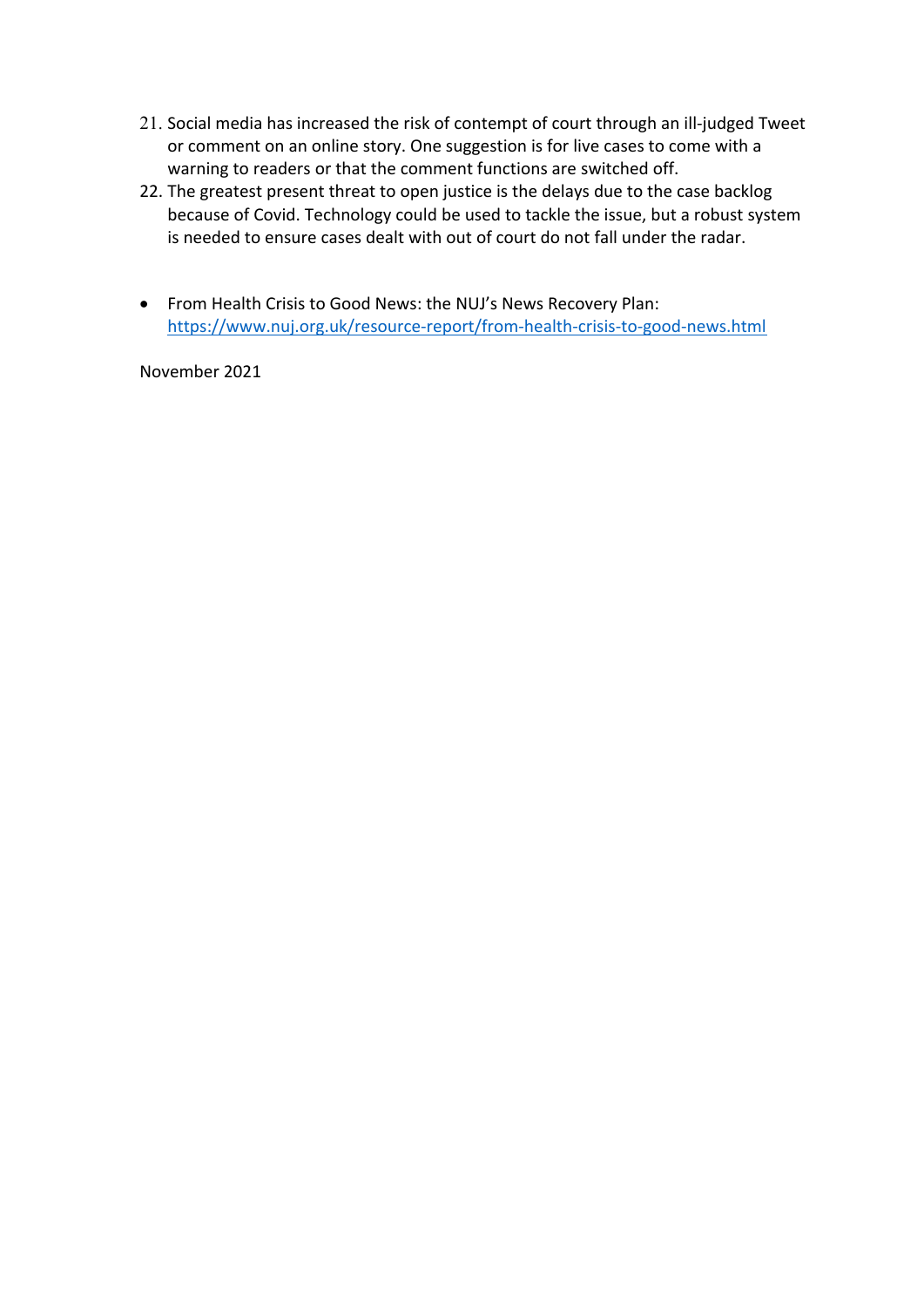21. Social media has increased the risk of contempt of court through an ill-judged Tweet or comment on an online story. One suggestion is for live cases to come with a warning to readers or that the comment functions are switched off.
22. The greatest present threat to open justice is the delays due to the case backlog because of Covid. Technology could be used to tackle the issue, but a robust system is needed to ensure cases dealt with out of court do not fall under the radar.

- From Health Crisis to Good News: the NUJ's News Recovery Plan: [https://www.nuj.org.uk/resource-report/from-health-crisis-to-good-news.html](https://www.nuj.org.uk/resource-report/from-health-crisis-to-good-news.html)

November 2021